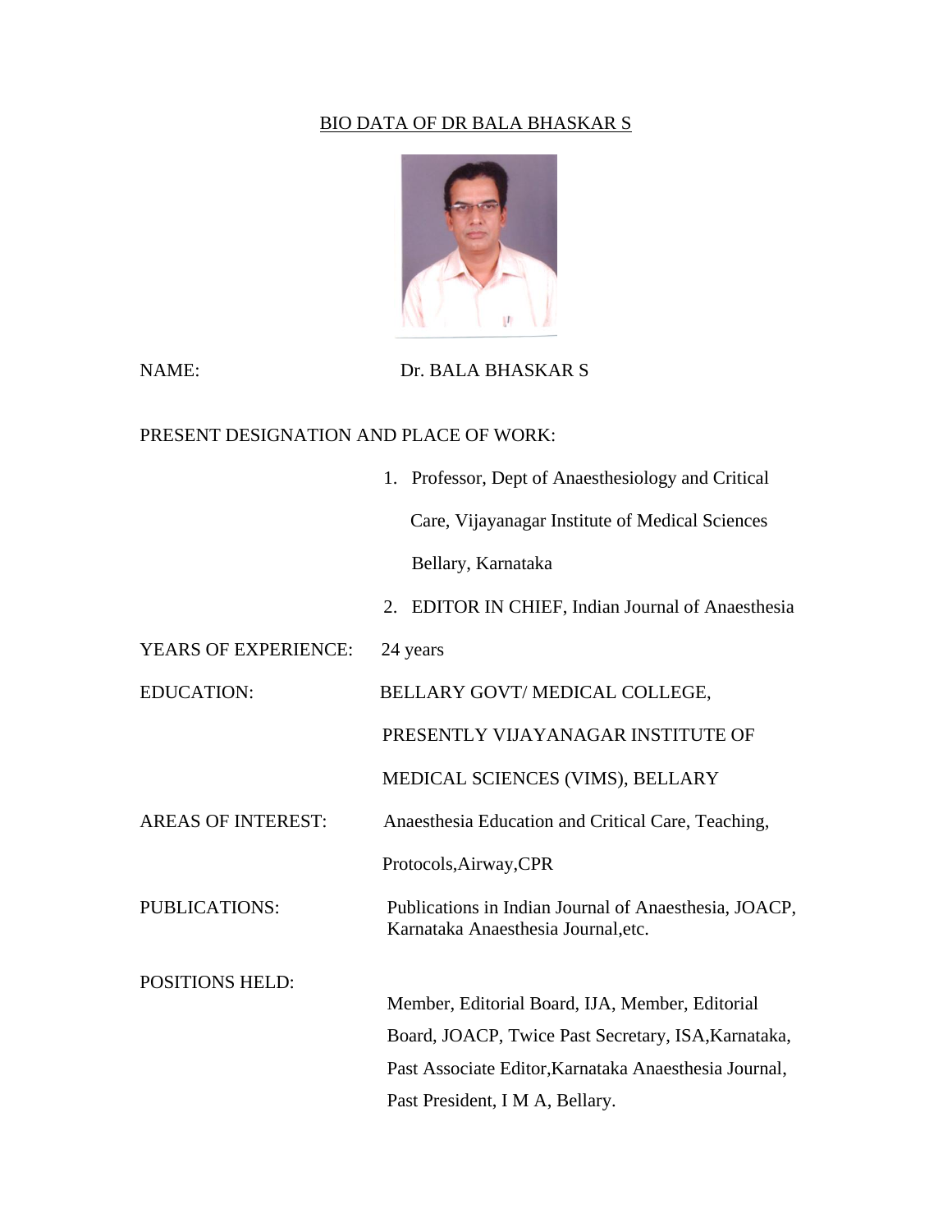# BIO DATA OF DR BALA BHASKAR S

**NAME:** Dr. BALA BHASKAR S

**PRESENT DESIGNATION AND PLACE OF WORK:**

1. Professor, Dept of Anaesthesiology and Critical Care, Vijayanagar Institute of Medical Sciences Bellary, Karnataka
2. EDITOR IN CHIEF, Indian Journal of Anaesthesia

**YEARS OF EXPERIENCE:** 24 years

**EDUCATION:** BELLARY GOVT/ MEDICAL COLLEGE, PRESENTLY VIJAYANAGAR INSTITUTE OF MEDICAL SCIENCES (VIMS), BELLARY

**AREAS OF INTEREST:** Anaesthesia Education and Critical Care, Teaching, Protocols,Airway,CPR

**PUBLICATIONS:** Publications in Indian Journal of Anaesthesia, JOACP, Karnataka Anaesthesia Journal,etc.

**POSITIONS HELD:** Member, Editorial Board, IJA, Member, Editorial Board, JOACP, Twice Past Secretary, ISA,Karnataka, Past Associate Editor,Karnataka Anaesthesia Journal, Past President, I M A, Bellary.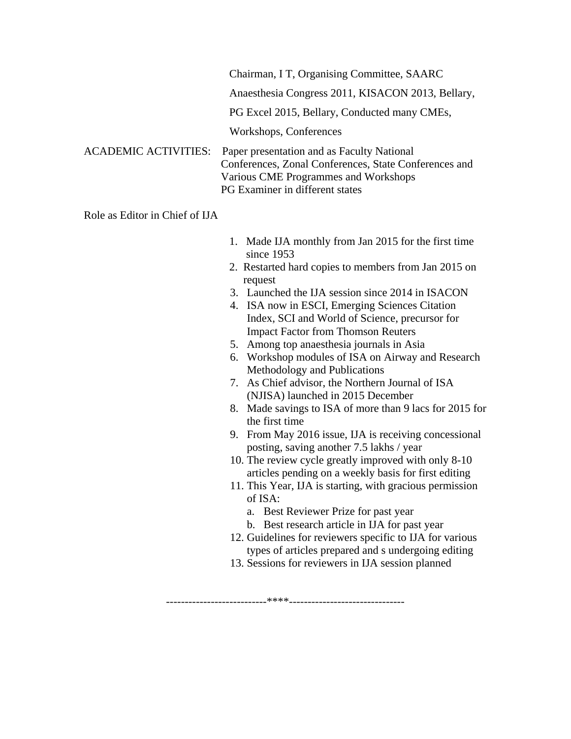Chairman, I T, Organising Committee, SAARC Anaesthesia Congress 2011, KISACON 2013, Bellary, PG Excel 2015, Bellary, Conducted many CMEs, Workshops, Conferences

ACADEMIC ACTIVITIES: Paper presentation and as Faculty National Conferences, Zonal Conferences, State Conferences and Various CME Programmes and Workshops
PG Examiner in different states

Role as Editor in Chief of IJA

1. Made IJA monthly from Jan 2015 for the first time since 1953
2. Restarted hard copies to members from Jan 2015 on request
3. Launched the IJA session since 2014 in ISACON
4. ISA now in ESCI, Emerging Sciences Citation Index, SCI and World of Science, precursor for Impact Factor from Thomson Reuters
5. Among top anaesthesia journals in Asia
6. Workshop modules of ISA on Airway and Research Methodology and Publications
7. As Chief advisor, the Northern Journal of ISA (NJISA) launched in 2015 December
8. Made savings to ISA of more than 9 lacs for 2015 for the first time
9. From May 2016 issue, IJA is receiving concessional posting, saving another 7.5 lakhs / year
10. The review cycle greatly improved with only 8-10 articles pending on a weekly basis for first editing
11. This Year, IJA is starting, with gracious permission of ISA:
    a. Best Reviewer Prize for past year
    b. Best research article in IJA for past year
12. Guidelines for reviewers specific to IJA for various types of articles prepared and s undergoing editing
13. Sessions for reviewers in IJA session planned

---------------------------****-------------------------------